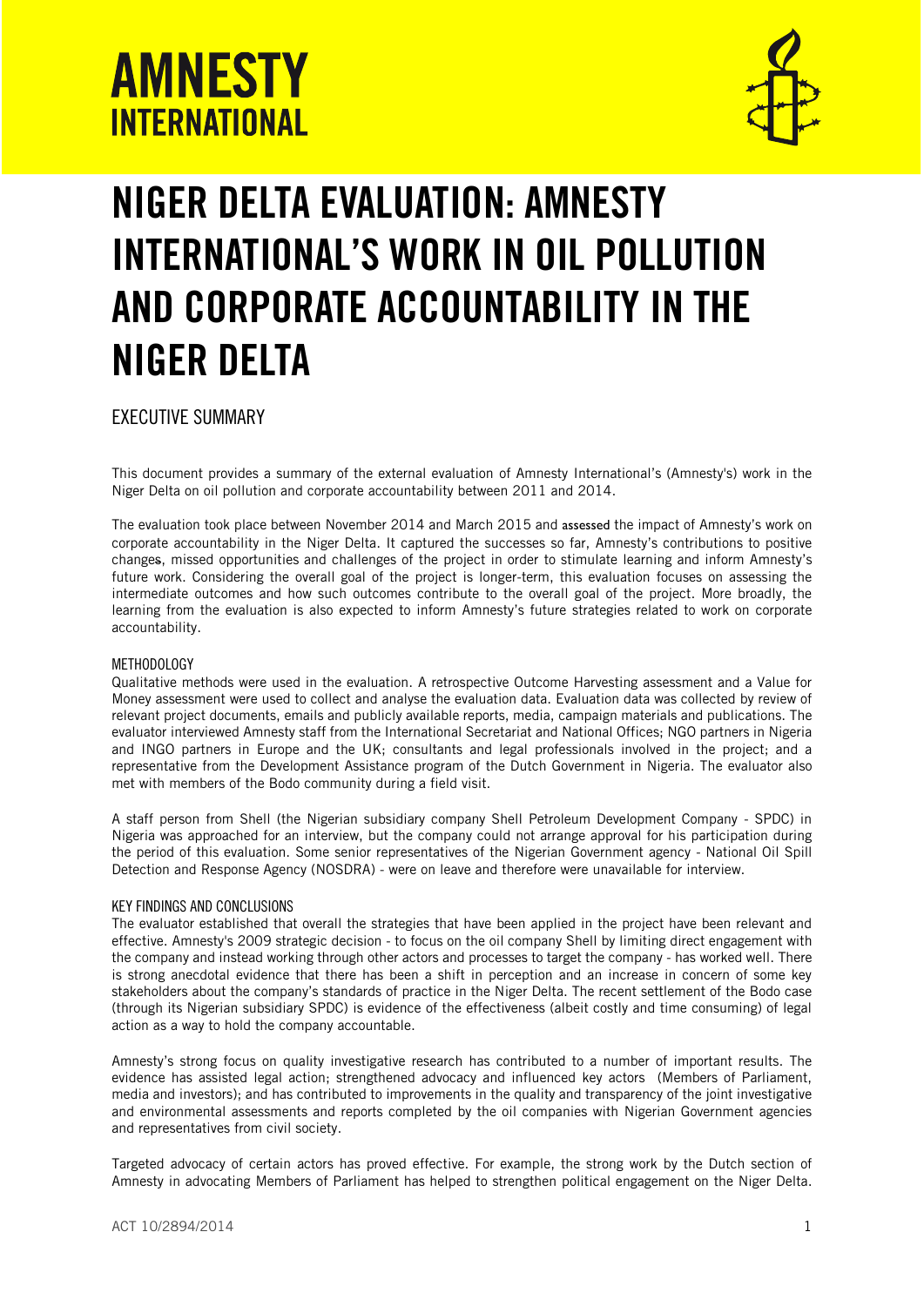# AMNESTY INTERNATIONAL

# NIGER DELTA EVALUATION: AMNESTY INTERNATIONAL'S WORK IN OIL POLLUTION AND CORPORATE ACCOUNTABILITY IN THE NIGER DELTA

## EXECUTIVE SUMMARY

This document provides a summary of the external evaluation of Amnesty International's (Amnesty's) work in the Niger Delta on oil pollution and corporate accountability between 2011 and 2014.

The evaluation took place between November 2014 and March 2015 and assessed the impact of Amnesty's work on corporate accountability in the Niger Delta. It captured the successes so far, Amnesty's contributions to positive changes, missed opportunities and challenges of the project in order to stimulate learning and inform Amnesty's future work. Considering the overall goal of the project is longer-term, this evaluation focuses on assessing the intermediate outcomes and how such outcomes contribute to the overall goal of the project. More broadly, the learning from the evaluation is also expected to inform Amnesty's future strategies related to work on corporate accountability.

### METHODOLOGY

Qualitative methods were used in the evaluation. A retrospective Outcome Harvesting assessment and a Value for Money assessment were used to collect and analyse the evaluation data. Evaluation data was collected by review of relevant project documents, emails and publicly available reports, media, campaign materials and publications. The evaluator interviewed Amnesty staff from the International Secretariat and National Offices; NGO partners in Nigeria and INGO partners in Europe and the UK; consultants and legal professionals involved in the project; and a representative from the Development Assistance program of the Dutch Government in Nigeria. The evaluator also met with members of the Bodo community during a field visit.

A staff person from Shell (the Nigerian subsidiary company Shell Petroleum Development Company - SPDC) in Nigeria was approached for an interview, but the company could not arrange approval for his participation during the period of this evaluation. Some senior representatives of the Nigerian Government agency - National Oil Spill Detection and Response Agency (NOSDRA) - were on leave and therefore were unavailable for interview.

### KEY FINDINGS AND CONCLUSIONS

The evaluator established that overall the strategies that have been applied in the project have been relevant and effective. Amnesty's 2009 strategic decision - to focus on the oil company Shell by limiting direct engagement with the company and instead working through other actors and processes to target the company - has worked well. There is strong anecdotal evidence that there has been a shift in perception and an increase in concern of some key stakeholders about the company's standards of practice in the Niger Delta. The recent settlement of the Bodo case (through its Nigerian subsidiary SPDC) is evidence of the effectiveness (albeit costly and time consuming) of legal action as a way to hold the company accountable.

Amnesty's strong focus on quality investigative research has contributed to a number of important results. The evidence has assisted legal action; strengthened advocacy and influenced key actors (Members of Parliament, media and investors); and has contributed to improvements in the quality and transparency of the joint investigative and environmental assessments and reports completed by the oil companies with Nigerian Government agencies and representatives from civil society.

Targeted advocacy of certain actors has proved effective. For example, the strong work by the Dutch section of Amnesty in advocating Members of Parliament has helped to strengthen political engagement on the Niger Delta.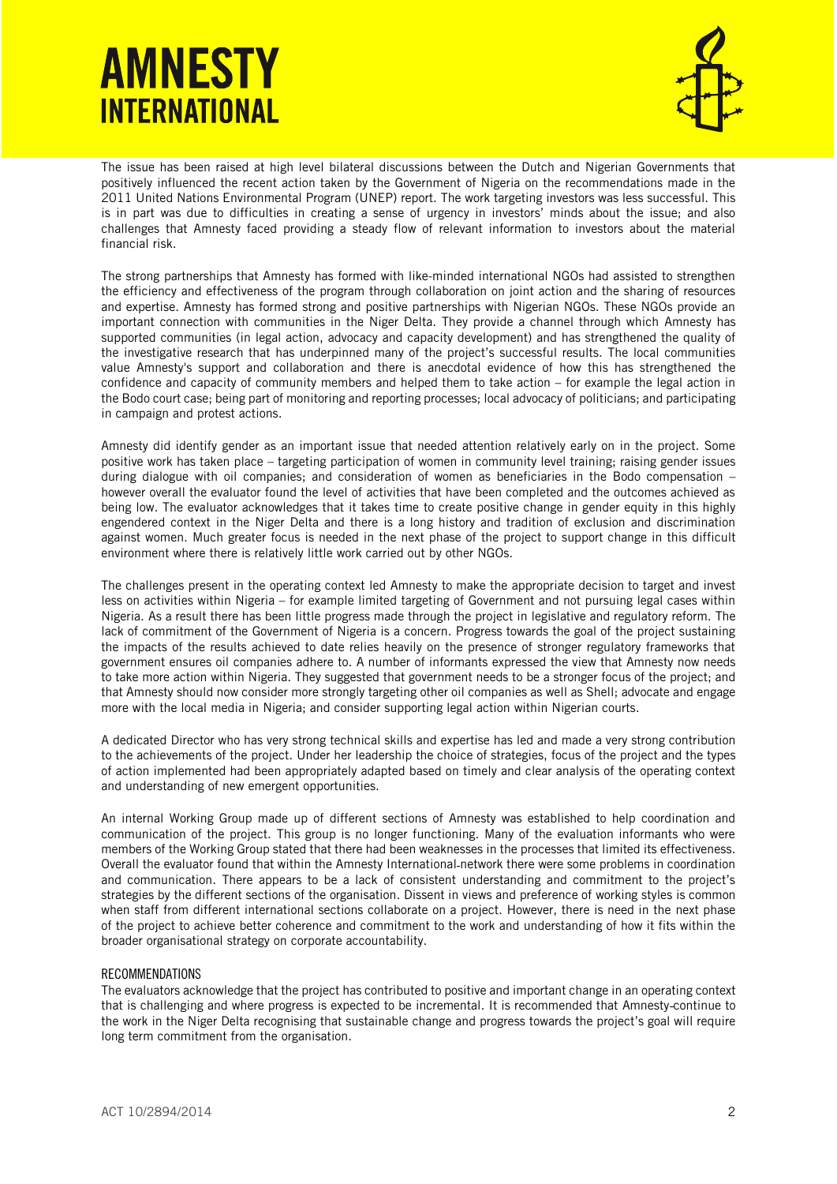The issue has been raised at high level bilateral discussions between the Dutch and Nigerian Governments that positively influenced the recent action taken by the Government of Nigeria on the recommendations made in the 2011 United Nations Environmental Program (UNEP) report. The work targeting investors was less successful. This is in part was due to difficulties in creating a sense of urgency in investors' minds about the issue; and also challenges that Amnesty faced providing a steady flow of relevant information to investors about the material financial risk.

The strong partnerships that Amnesty has formed with like-minded international NGOs had assisted to strengthen the efficiency and effectiveness of the program through collaboration on joint action and the sharing of resources and expertise. Amnesty has formed strong and positive partnerships with Nigerian NGOs. These NGOs provide an important connection with communities in the Niger Delta. They provide a channel through which Amnesty has supported communities (in legal action, advocacy and capacity development) and has strengthened the quality of the investigative research that has underpinned many of the project's successful results. The local communities value Amnesty's support and collaboration and there is anecdotal evidence of how this has strengthened the confidence and capacity of community members and helped them to take action – for example the legal action in the Bodo court case; being part of monitoring and reporting processes; local advocacy of politicians; and participating in campaign and protest actions.

Amnesty did identify gender as an important issue that needed attention relatively early on in the project. Some positive work has taken place – targeting participation of women in community level training; raising gender issues during dialogue with oil companies; and consideration of women as beneficiaries in the Bodo compensation – however overall the evaluator found the level of activities that have been completed and the outcomes achieved as being low. The evaluator acknowledges that it takes time to create positive change in gender equity in this highly engendered context in the Niger Delta and there is a long history and tradition of exclusion and discrimination against women. Much greater focus is needed in the next phase of the project to support change in this difficult environment where there is relatively little work carried out by other NGOs.

The challenges present in the operating context led Amnesty to make the appropriate decision to target and invest less on activities within Nigeria – for example limited targeting of Government and not pursuing legal cases within Nigeria. As a result there has been little progress made through the project in legislative and regulatory reform. The lack of commitment of the Government of Nigeria is a concern. Progress towards the goal of the project sustaining the impacts of the results achieved to date relies heavily on the presence of stronger regulatory frameworks that government ensures oil companies adhere to. A number of informants expressed the view that Amnesty now needs to take more action within Nigeria. They suggested that government needs to be a stronger focus of the project; and that Amnesty should now consider more strongly targeting other oil companies as well as Shell; advocate and engage more with the local media in Nigeria; and consider supporting legal action within Nigerian courts.

A dedicated Director who has very strong technical skills and expertise has led and made a very strong contribution to the achievements of the project. Under her leadership the choice of strategies, focus of the project and the types of action implemented had been appropriately adapted based on timely and clear analysis of the operating context and understanding of new emergent opportunities.

An internal Working Group made up of different sections of Amnesty was established to help coordination and communication of the project. This group is no longer functioning. Many of the evaluation informants who were members of the Working Group stated that there had been weaknesses in the processes that limited its effectiveness. Overall the evaluator found that within the Amnesty International network there were some problems in coordination and communication. There appears to be a lack of consistent understanding and commitment to the project's strategies by the different sections of the organisation. Dissent in views and preference of working styles is common when staff from different international sections collaborate on a project. However, there is need in the next phase of the project to achieve better coherence and commitment to the work and understanding of how it fits within the broader organisational strategy on corporate accountability.

## RECOMMENDATIONS

The evaluators acknowledge that the project has contributed to positive and important change in an operating context that is challenging and where progress is expected to be incremental. It is recommended that Amnesty continue to the work in the Niger Delta recognising that sustainable change and progress towards the project's goal will require long term commitment from the organisation.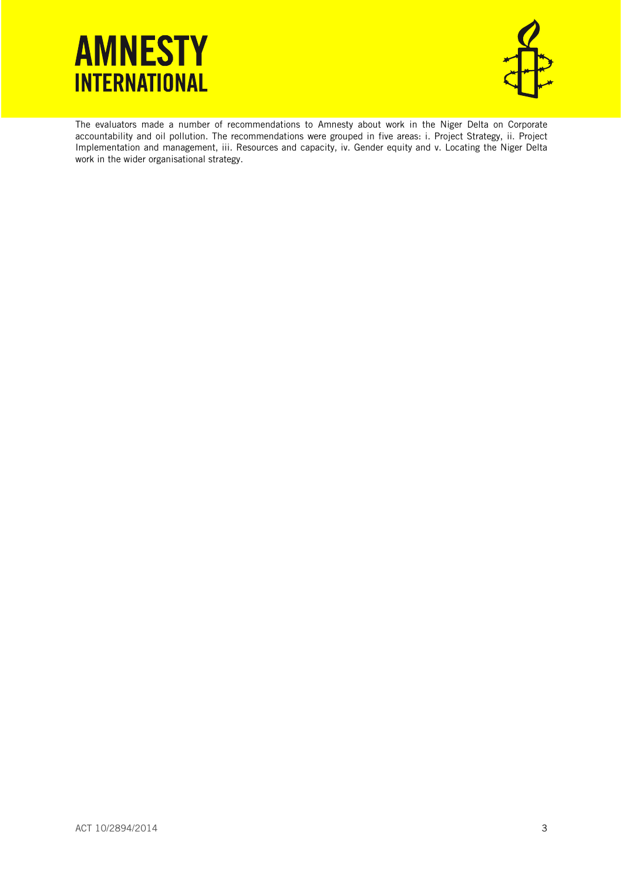The evaluators made a number of recommendations to Amnesty about work in the Niger Delta on Corporate accountability and oil pollution. The recommendations were grouped in five areas: i. Project Strategy, ii. Project Implementation and management, iii. Resources and capacity, iv. Gender equity and v. Locating the Niger Delta work in the wider organisational strategy.